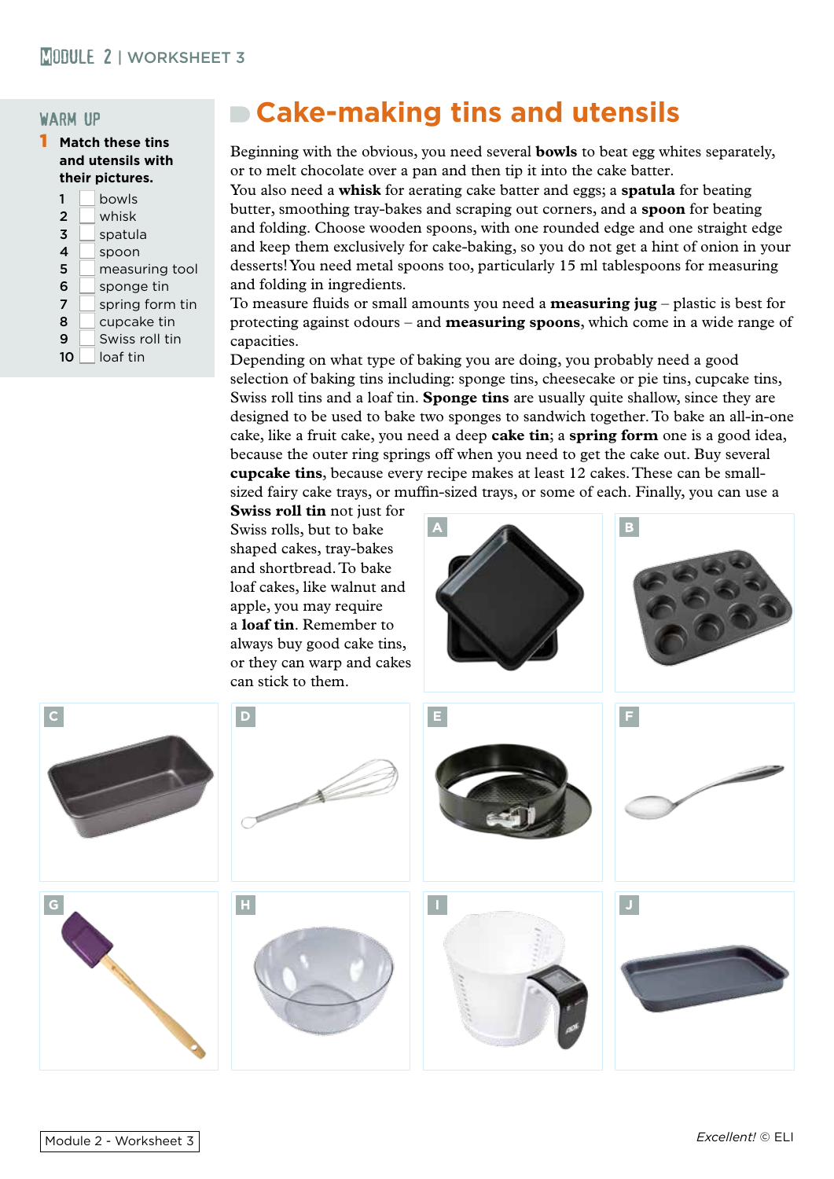# Module 2 | Worksheet 3

## Warm up

**1 Match these tins and utensils with their pictures.**

1 ☐ bowls
2 ☐ whisk
3 ☐ spatula
4 ☐ spoon
5 ☐ measuring tool
6 ☐ sponge tin
7 ☐ spring form tin
8 ☐ cupcake tin
9 ☐ Swiss roll tin
10 ☐ loaf tin

## Cake-making tins and utensils

Beginning with the obvious, you need several **bowls** to beat egg whites separately, or to melt chocolate over a pan and then tip it into the cake batter.
You also need a **whisk** for aerating cake batter and eggs; a **spatula** for beating butter, smoothing tray-bakes and scraping out corners, and a **spoon** for beating and folding. Choose wooden spoons, with one rounded edge and one straight edge and keep them exclusively for cake-baking, so you do not get a hint of onion in your desserts! You need metal spoons too, particularly 15 ml tablespoons for measuring and folding in ingredients.
To measure fluids or small amounts you need a **measuring jug** – plastic is best for protecting against odours – and **measuring spoons**, which come in a wide range of capacities.
Depending on what type of baking you are doing, you probably need a good selection of baking tins including: sponge tins, cheesecake or pie tins, cupcake tins, Swiss roll tins and a loaf tin. **Sponge tins** are usually quite shallow, since they are designed to be used to bake two sponges to sandwich together. To bake an all-in-one cake, like a fruit cake, you need a deep **cake tin**; a **spring form** one is a good idea, because the outer ring springs off when you need to get the cake out. Buy several **cupcake tins**, because every recipe makes at least 12 cakes. These can be small-sized fairy cake trays, or muffin-sized trays, or some of each. Finally, you can use a **Swiss roll tin** not just for Swiss rolls, but to bake shaped cakes, tray-bakes and shortbread. To bake loaf cakes, like walnut and apple, you may require a **loaf tin**. Remember to always buy good cake tins, or they can warp and cakes can stick to them.

A

B

C

D

E

F

G

H

I

J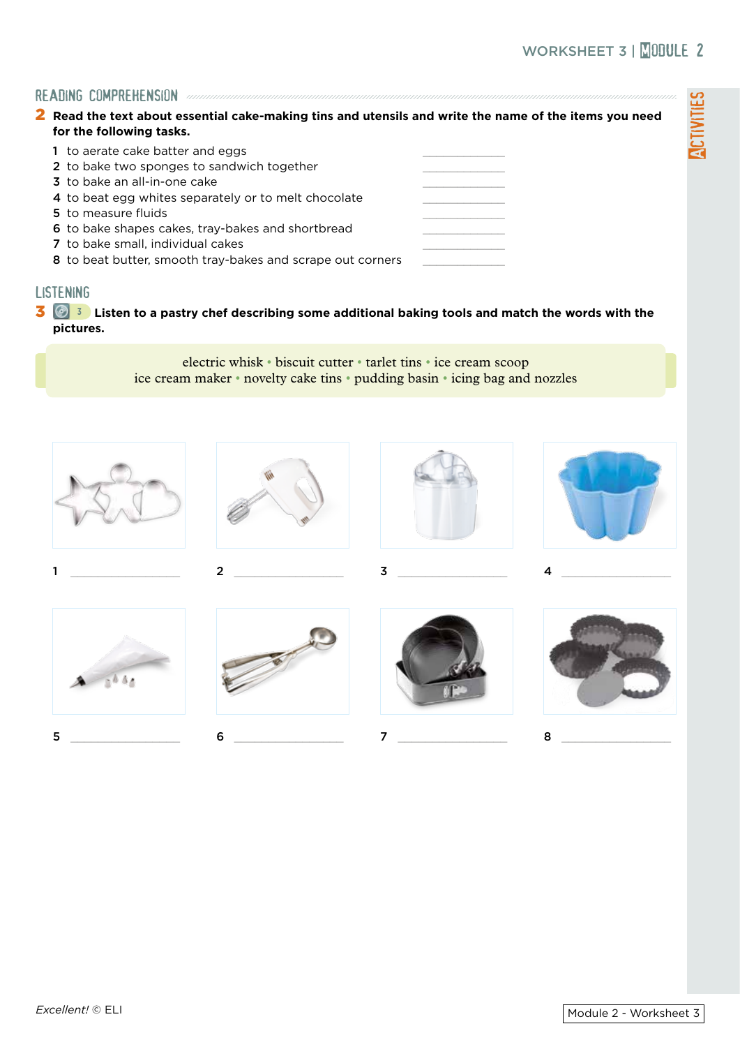## READING COMPREHENSION

**2** **Read the text about essential cake-making tins and utensils and write the name of the items you need for the following tasks.**

1 to aerate cake batter and eggs ______________
2 to bake two sponges to sandwich together ______________
3 to bake an all-in-one cake ______________
4 to beat egg whites separately or to melt chocolate ______________
5 to measure fluids ______________
6 to bake shapes cakes, tray-bakes and shortbread ______________
7 to bake small, individual cakes ______________
8 to beat butter, smooth tray-bakes and scrape out corners ______________

## LISTENING

**3** 3 **Listen to a pastry chef describing some additional baking tools and match the words with the pictures.**

electric whisk • biscuit cutter • tarlet tins • ice cream scoop
ice cream maker • novelty cake tins • pudding basin • icing bag and nozzles

1 ______________
2 ______________
3 ______________
4 ______________
5 ______________
6 ______________
7 ______________
8 ______________